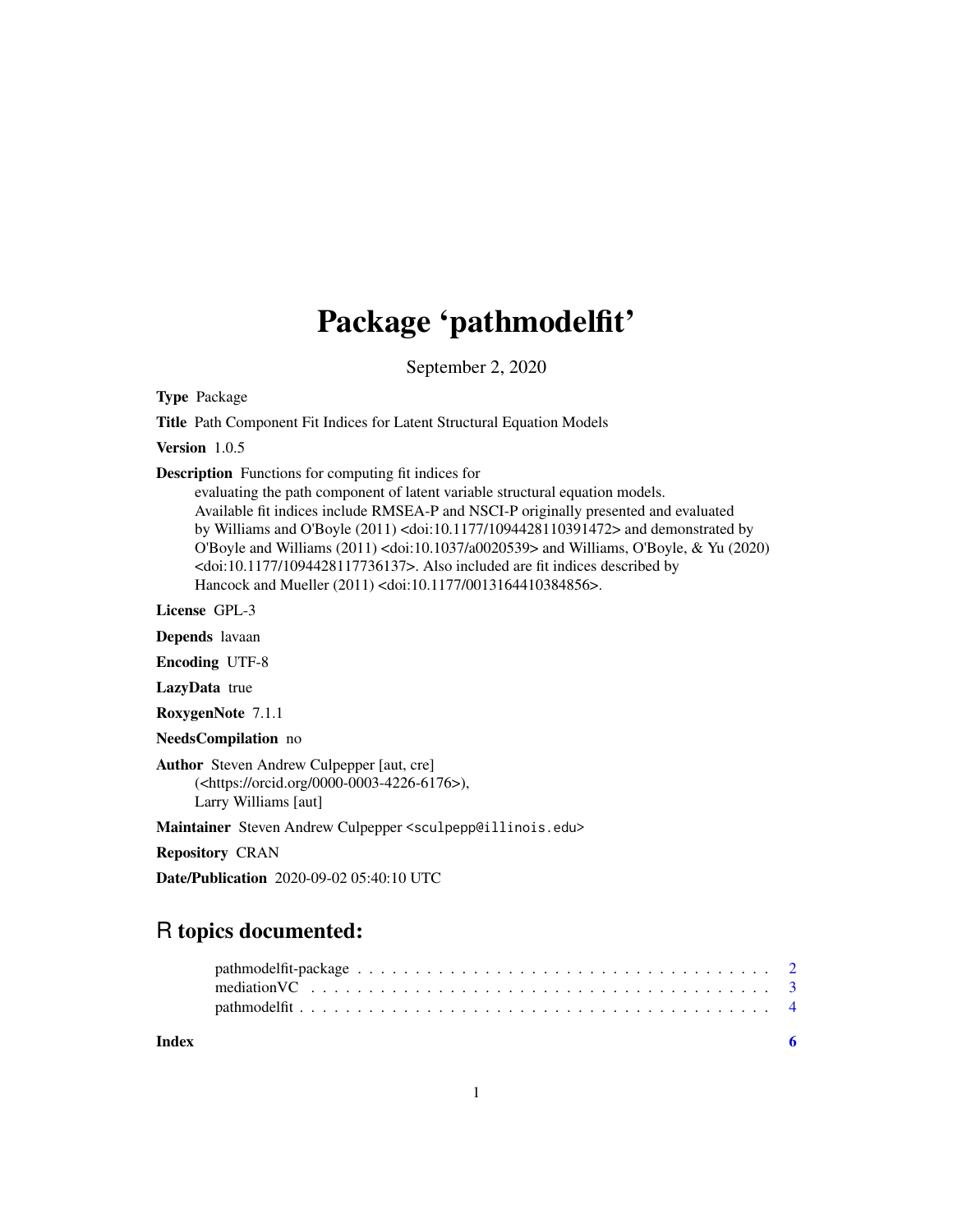# Package 'pathmodelfit'

September 2, 2020

**Type** Package

**Title** Path Component Fit Indices for Latent Structural Equation Models

**Version** 1.0.5

**Description** Functions for computing fit indices for evaluating the path component of latent variable structural equation models. Available fit indices include RMSEA-P and NSCI-P originally presented and evaluated by Williams and O'Boyle (2011) <doi:10.1177/1094428110391472> and demonstrated by O'Boyle and Williams (2011) <doi:10.1037/a0020539> and Williams, O'Boyle, & Yu (2020) <doi:10.1177/1094428117736137>. Also included are fit indices described by Hancock and Mueller (2011) <doi:10.1177/0013164410384856>.

**License** GPL-3

**Depends** lavaan

**Encoding** UTF-8

**LazyData** true

**RoxygenNote** 7.1.1

**NeedsCompilation** no

**Author** Steven Andrew Culpepper [aut, cre] (<https://orcid.org/0000-0003-4226-6176>), Larry Williams [aut]

**Maintainer** Steven Andrew Culpepper <sculpepp@illinois.edu>

**Repository** CRAN

**Date/Publication** 2020-09-02 05:40:10 UTC

## R topics documented:

| | |
|---|---|
| pathmodelfit-package | 2 |
| mediationVC | 3 |
| pathmodelfit | 4 |
| **Index** | **6** |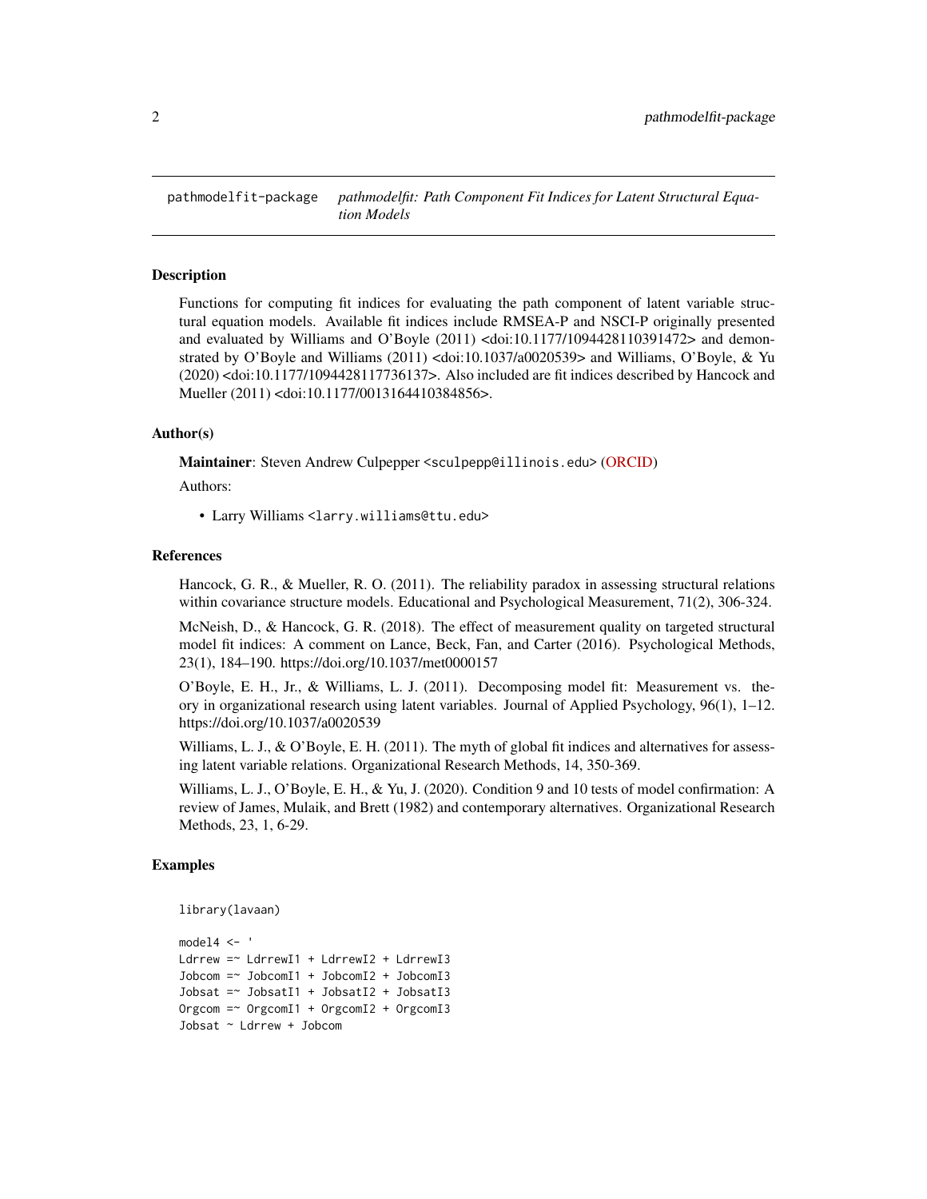pathmodelfit-package *pathmodelfit: Path Component Fit Indices for Latent Structural Equation Models*

## Description

Functions for computing fit indices for evaluating the path component of latent variable structural equation models. Available fit indices include RMSEA-P and NSCI-P originally presented and evaluated by Williams and O'Boyle (2011) <doi:10.1177/1094428110391472> and demonstrated by O'Boyle and Williams (2011) <doi:10.1037/a0020539> and Williams, O'Boyle, & Yu (2020) <doi:10.1177/1094428117736137>. Also included are fit indices described by Hancock and Mueller (2011) <doi:10.1177/0013164410384856>.

## Author(s)

**Maintainer**: Steven Andrew Culpepper <sculpepp@illinois.edu> (ORCID)

Authors:

- Larry Williams <larry.williams@ttu.edu>

## References

Hancock, G. R., & Mueller, R. O. (2011). The reliability paradox in assessing structural relations within covariance structure models. Educational and Psychological Measurement, 71(2), 306-324.

McNeish, D., & Hancock, G. R. (2018). The effect of measurement quality on targeted structural model fit indices: A comment on Lance, Beck, Fan, and Carter (2016). Psychological Methods, 23(1), 184–190. https://doi.org/10.1037/met0000157

O'Boyle, E. H., Jr., & Williams, L. J. (2011). Decomposing model fit: Measurement vs. theory in organizational research using latent variables. Journal of Applied Psychology, 96(1), 1–12. https://doi.org/10.1037/a0020539

Williams, L. J., & O'Boyle, E. H. (2011). The myth of global fit indices and alternatives for assessing latent variable relations. Organizational Research Methods, 14, 350-369.

Williams, L. J., O'Boyle, E. H., & Yu, J. (2020). Condition 9 and 10 tests of model confirmation: A review of James, Mulaik, and Brett (1982) and contemporary alternatives. Organizational Research Methods, 23, 1, 6-29.

## Examples

```
library(lavaan)

model4 <- '
Ldrrew =~ LdrrewI1 + LdrrewI2 + LdrrewI3
Jobcom =~ JobcomI1 + JobcomI2 + JobcomI3
Jobsat =~ JobsatI1 + JobsatI2 + JobsatI3
Orgcom =~ OrgcomI1 + OrgcomI2 + OrgcomI3
Jobsat ~ Ldrrew + Jobcom
```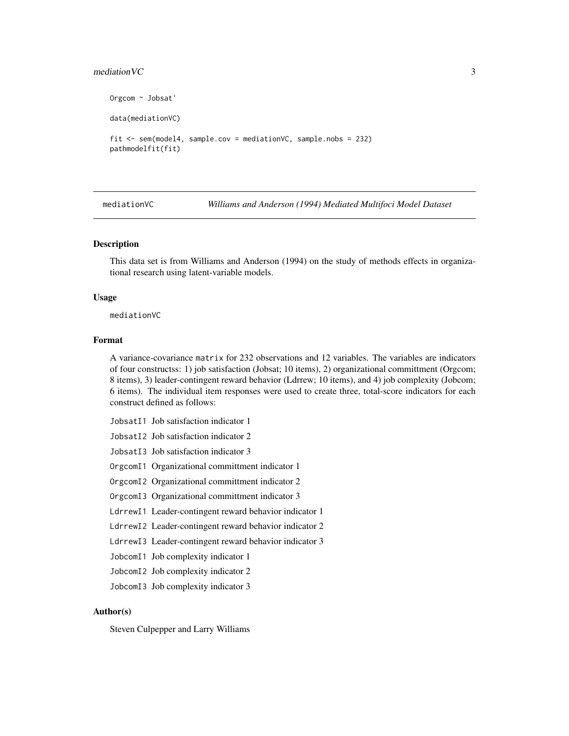```
Orgcom ~ Jobsat'

data(mediationVC)

fit <- sem(model4, sample.cov = mediationVC, sample.nobs = 232)
pathmodelfit(fit)
```

---

## mediationVC — *Williams and Anderson (1994) Mediated Multifoci Model Dataset*

### Description

This data set is from Williams and Anderson (1994) on the study of methods effects in organizational research using latent-variable models.

### Usage

```
mediationVC
```

### Format

A variance-covariance `matrix` for 232 observations and 12 variables. The variables are indicators of four constructss: 1) job satisfaction (Jobsat; 10 items), 2) organizational committment (Orgcom; 8 items), 3) leader-contingent reward behavior (Ldrrew; 10 items), and 4) job complexity (Jobcom; 6 items). The individual item responses were used to create three, total-score indicators for each construct defined as follows:

- `JobsatI1` Job satisfaction indicator 1
- `JobsatI2` Job satisfaction indicator 2
- `JobsatI3` Job satisfaction indicator 3
- `OrgcomI1` Organizational committment indicator 1
- `OrgcomI2` Organizational committment indicator 2
- `OrgcomI3` Organizational committment indicator 3
- `LdrrewI1` Leader-contingent reward behavior indicator 1
- `LdrrewI2` Leader-contingent reward behavior indicator 2
- `LdrrewI3` Leader-contingent reward behavior indicator 3
- `JobcomI1` Job complexity indicator 1
- `JobcomI2` Job complexity indicator 2
- `JobcomI3` Job complexity indicator 3

### Author(s)

Steven Culpepper and Larry Williams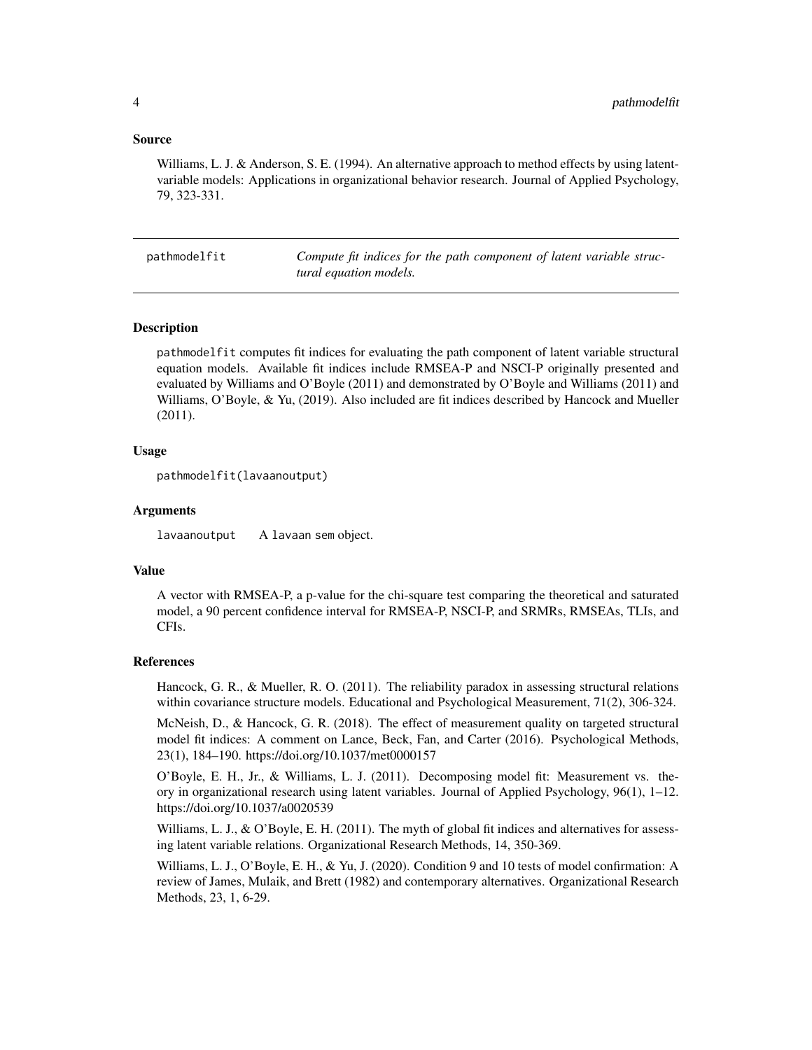## Source

Williams, L. J. & Anderson, S. E. (1994). An alternative approach to method effects by using latent-variable models: Applications in organizational behavior research. Journal of Applied Psychology, 79, 323-331.

---

# pathmodelfit — *Compute fit indices for the path component of latent variable structural equation models.*

---

## Description

pathmodelfit computes fit indices for evaluating the path component of latent variable structural equation models. Available fit indices include RMSEA-P and NSCI-P originally presented and evaluated by Williams and O'Boyle (2011) and demonstrated by O'Boyle and Williams (2011) and Williams, O'Boyle, & Yu, (2019). Also included are fit indices described by Hancock and Mueller (2011).

## Usage

```
pathmodelfit(lavaanoutput)
```

## Arguments

| | |
|---|---|
| lavaanoutput | A lavaan sem object. |

## Value

A vector with RMSEA-P, a p-value for the chi-square test comparing the theoretical and saturated model, a 90 percent confidence interval for RMSEA-P, NSCI-P, and SRMRs, RMSEAs, TLIs, and CFIs.

## References

Hancock, G. R., & Mueller, R. O. (2011). The reliability paradox in assessing structural relations within covariance structure models. Educational and Psychological Measurement, 71(2), 306-324.

McNeish, D., & Hancock, G. R. (2018). The effect of measurement quality on targeted structural model fit indices: A comment on Lance, Beck, Fan, and Carter (2016). Psychological Methods, 23(1), 184–190. https://doi.org/10.1037/met0000157

O'Boyle, E. H., Jr., & Williams, L. J. (2011). Decomposing model fit: Measurement vs. theory in organizational research using latent variables. Journal of Applied Psychology, 96(1), 1–12. https://doi.org/10.1037/a0020539

Williams, L. J., & O'Boyle, E. H. (2011). The myth of global fit indices and alternatives for assessing latent variable relations. Organizational Research Methods, 14, 350-369.

Williams, L. J., O'Boyle, E. H., & Yu, J. (2020). Condition 9 and 10 tests of model confirmation: A review of James, Mulaik, and Brett (1982) and contemporary alternatives. Organizational Research Methods, 23, 1, 6-29.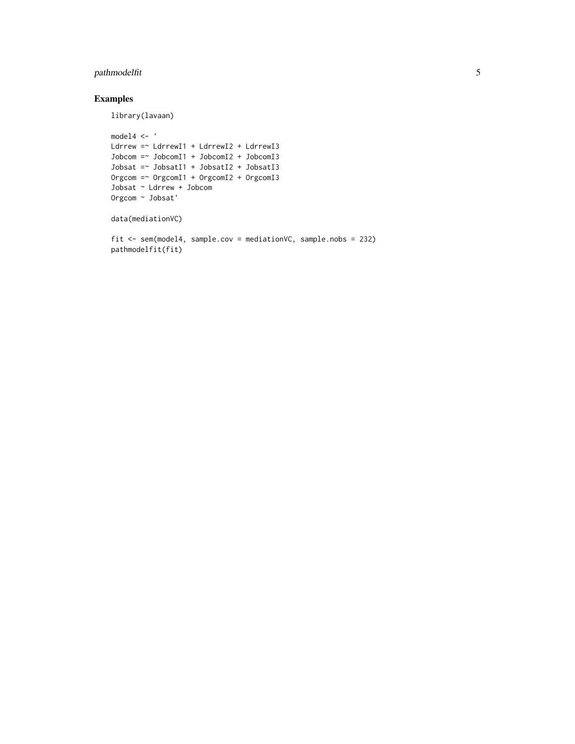## Examples

```
library(lavaan)

model4 <- '
Ldrrew =~ LdrrewI1 + LdrrewI2 + LdrrewI3
Jobcom =~ JobcomI1 + JobcomI2 + JobcomI3
Jobsat =~ JobsatI1 + JobsatI2 + JobsatI3
Orgcom =~ OrgcomI1 + OrgcomI2 + OrgcomI3
Jobsat ~ Ldrrew + Jobcom
Orgcom ~ Jobsat'

data(mediationVC)

fit <- sem(model4, sample.cov = mediationVC, sample.nobs = 232)
pathmodelfit(fit)
```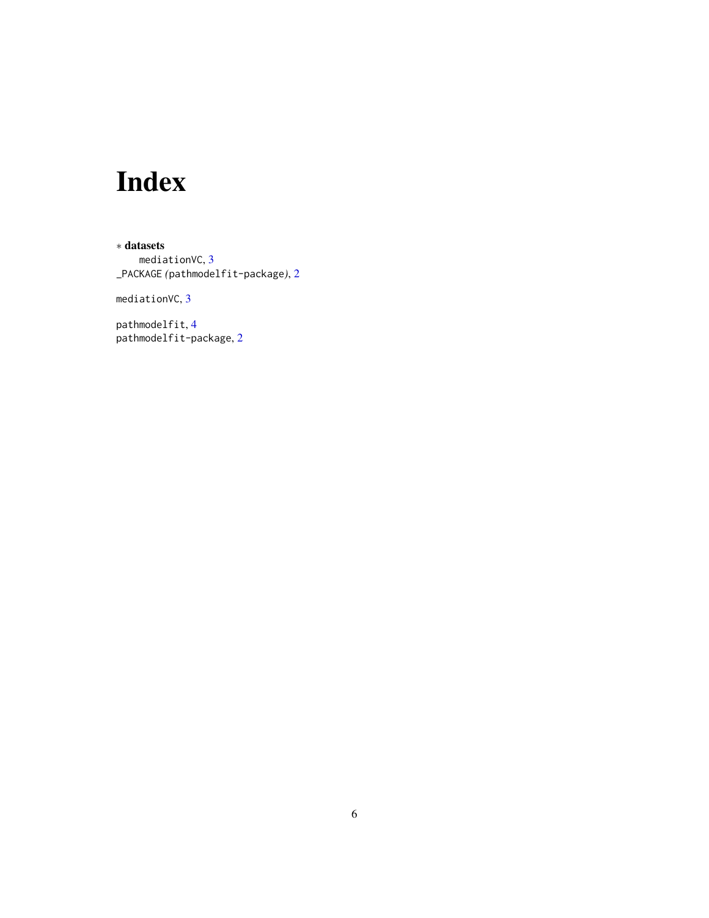# Index

∗ **datasets**
    mediationVC, 3
_PACKAGE (pathmodelfit-package), 2

mediationVC, 3

pathmodelfit, 4
pathmodelfit-package, 2